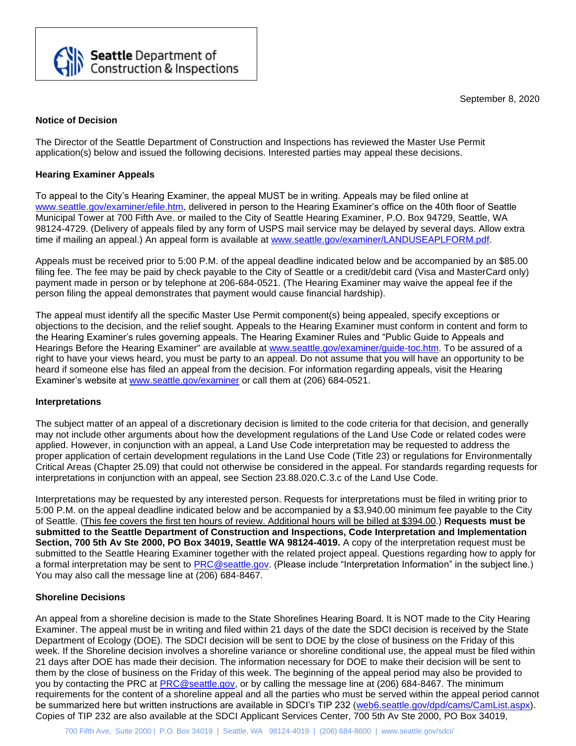**Seattle** Department of Construction & Inspections

September 8, 2020

**Notice of Decision**

The Director of the Seattle Department of Construction and Inspections has reviewed the Master Use Permit application(s) below and issued the following decisions. Interested parties may appeal these decisions.

**Hearing Examiner Appeals**

To appeal to the City's Hearing Examiner, the appeal MUST be in writing. Appeals may be filed online at www.seattle.gov/examiner/efile.htm, delivered in person to the Hearing Examiner's office on the 40th floor of Seattle Municipal Tower at 700 Fifth Ave. or mailed to the City of Seattle Hearing Examiner, P.O. Box 94729, Seattle, WA 98124-4729. (Delivery of appeals filed by any form of USPS mail service may be delayed by several days. Allow extra time if mailing an appeal.) An appeal form is available at www.seattle.gov/examiner/LANDUSEAPLFORM.pdf.

Appeals must be received prior to 5:00 P.M. of the appeal deadline indicated below and be accompanied by an $85.00 filing fee. The fee may be paid by check payable to the City of Seattle or a credit/debit card (Visa and MasterCard only) payment made in person or by telephone at 206-684-0521. (The Hearing Examiner may waive the appeal fee if the person filing the appeal demonstrates that payment would cause financial hardship).

The appeal must identify all the specific Master Use Permit component(s) being appealed, specify exceptions or objections to the decision, and the relief sought. Appeals to the Hearing Examiner must conform in content and form to the Hearing Examiner's rules governing appeals. The Hearing Examiner Rules and "Public Guide to Appeals and Hearings Before the Hearing Examiner" are available at www.seattle.gov/examiner/guide-toc.htm. To be assured of a right to have your views heard, you must be party to an appeal. Do not assume that you will have an opportunity to be heard if someone else has filed an appeal from the decision. For information regarding appeals, visit the Hearing Examiner's website at www.seattle.gov/examiner or call them at (206) 684-0521.

**Interpretations**

The subject matter of an appeal of a discretionary decision is limited to the code criteria for that decision, and generally may not include other arguments about how the development regulations of the Land Use Code or related codes were applied. However, in conjunction with an appeal, a Land Use Code interpretation may be requested to address the proper application of certain development regulations in the Land Use Code (Title 23) or regulations for Environmentally Critical Areas (Chapter 25.09) that could not otherwise be considered in the appeal. For standards regarding requests for interpretations in conjunction with an appeal, see Section 23.88.020.C.3.c of the Land Use Code.

Interpretations may be requested by any interested person. Requests for interpretations must be filed in writing prior to 5:00 P.M. on the appeal deadline indicated below and be accompanied by a $3,940.00 minimum fee payable to the City of Seattle. (This fee covers the first ten hours of review. Additional hours will be billed at $394.00.) **Requests must be submitted to the Seattle Department of Construction and Inspections, Code Interpretation and Implementation Section, 700 5th Av Ste 2000, PO Box 34019, Seattle WA 98124-4019.** A copy of the interpretation request must be submitted to the Seattle Hearing Examiner together with the related project appeal. Questions regarding how to apply for a formal interpretation may be sent to PRC@seattle.gov. (Please include "Interpretation Information" in the subject line.) You may also call the message line at (206) 684-8467.

**Shoreline Decisions**

An appeal from a shoreline decision is made to the State Shorelines Hearing Board. It is NOT made to the City Hearing Examiner. The appeal must be in writing and filed within 21 days of the date the SDCI decision is received by the State Department of Ecology (DOE). The SDCI decision will be sent to DOE by the close of business on the Friday of this week. If the Shoreline decision involves a shoreline variance or shoreline conditional use, the appeal must be filed within 21 days after DOE has made their decision. The information necessary for DOE to make their decision will be sent to them by the close of business on the Friday of this week. The beginning of the appeal period may also be provided to you by contacting the PRC at PRC@seattle.gov, or by calling the message line at (206) 684-8467. The minimum requirements for the content of a shoreline appeal and all the parties who must be served within the appeal period cannot be summarized here but written instructions are available in SDCI's TIP 232 (web6.seattle.gov/dpd/cams/CamList.aspx). Copies of TIP 232 are also available at the SDCI Applicant Services Center, 700 5th Av Ste 2000, PO Box 34019,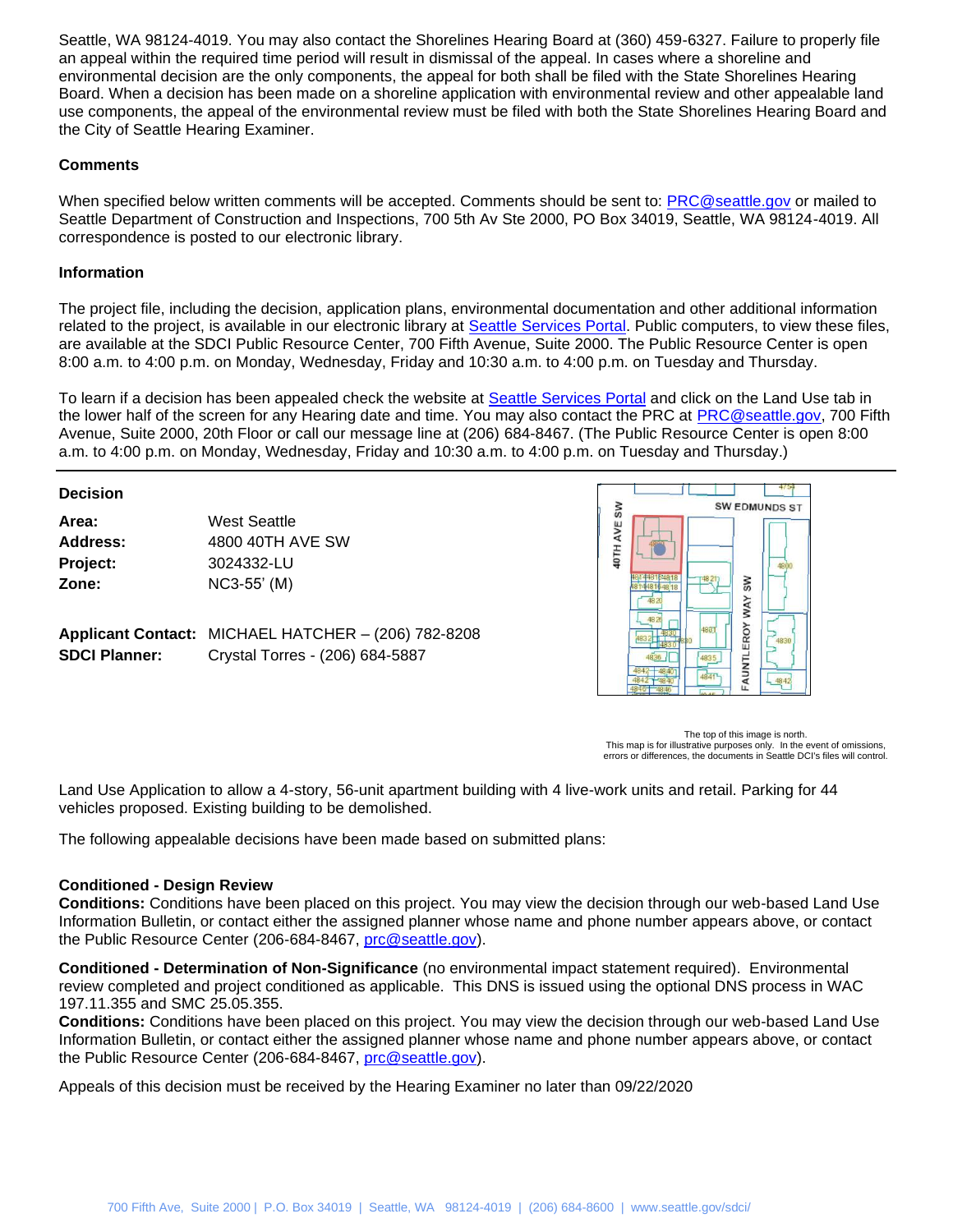Seattle, WA 98124-4019. You may also contact the Shorelines Hearing Board at (360) 459-6327. Failure to properly file an appeal within the required time period will result in dismissal of the appeal. In cases where a shoreline and environmental decision are the only components, the appeal for both shall be filed with the State Shorelines Hearing Board. When a decision has been made on a shoreline application with environmental review and other appealable land use components, the appeal of the environmental review must be filed with both the State Shorelines Hearing Board and the City of Seattle Hearing Examiner.

**Comments**

When specified below written comments will be accepted. Comments should be sent to: PRC@seattle.gov or mailed to Seattle Department of Construction and Inspections, 700 5th Av Ste 2000, PO Box 34019, Seattle, WA 98124-4019. All correspondence is posted to our electronic library.

**Information**

The project file, including the decision, application plans, environmental documentation and other additional information related to the project, is available in our electronic library at Seattle Services Portal. Public computers, to view these files, are available at the SDCI Public Resource Center, 700 Fifth Avenue, Suite 2000. The Public Resource Center is open 8:00 a.m. to 4:00 p.m. on Monday, Wednesday, Friday and 10:30 a.m. to 4:00 p.m. on Tuesday and Thursday.

To learn if a decision has been appealed check the website at Seattle Services Portal and click on the Land Use tab in the lower half of the screen for any Hearing date and time. You may also contact the PRC at PRC@seattle.gov, 700 Fifth Avenue, Suite 2000, 20th Floor or call our message line at (206) 684-8467. (The Public Resource Center is open 8:00 a.m. to 4:00 p.m. on Monday, Wednesday, Friday and 10:30 a.m. to 4:00 p.m. on Tuesday and Thursday.)

---

**Decision**

**Area:** West Seattle
**Address:** 4800 40TH AVE SW
**Project:** 3024332-LU
**Zone:** NC3-55' (M)

**Applicant Contact:** MICHAEL HATCHER – (206) 782-8208
**SDCI Planner:** Crystal Torres - (206) 684-5887

SW EDMUNDS ST
40TH AVE SW
FAUNTLEROY WAY SW

The top of this image is north.
This map is for illustrative purposes only. In the event of omissions, errors or differences, the documents in Seattle DCI's files will control.

Land Use Application to allow a 4-story, 56-unit apartment building with 4 live-work units and retail. Parking for 44 vehicles proposed. Existing building to be demolished.

The following appealable decisions have been made based on submitted plans:

**Conditioned - Design Review**
**Conditions:** Conditions have been placed on this project. You may view the decision through our web-based Land Use Information Bulletin, or contact either the assigned planner whose name and phone number appears above, or contact the Public Resource Center (206-684-8467, prc@seattle.gov).

**Conditioned - Determination of Non-Significance** (no environmental impact statement required). Environmental review completed and project conditioned as applicable. This DNS is issued using the optional DNS process in WAC 197.11.355 and SMC 25.05.355.
**Conditions:** Conditions have been placed on this project. You may view the decision through our web-based Land Use Information Bulletin, or contact either the assigned planner whose name and phone number appears above, or contact the Public Resource Center (206-684-8467, prc@seattle.gov).

Appeals of this decision must be received by the Hearing Examiner no later than 09/22/2020